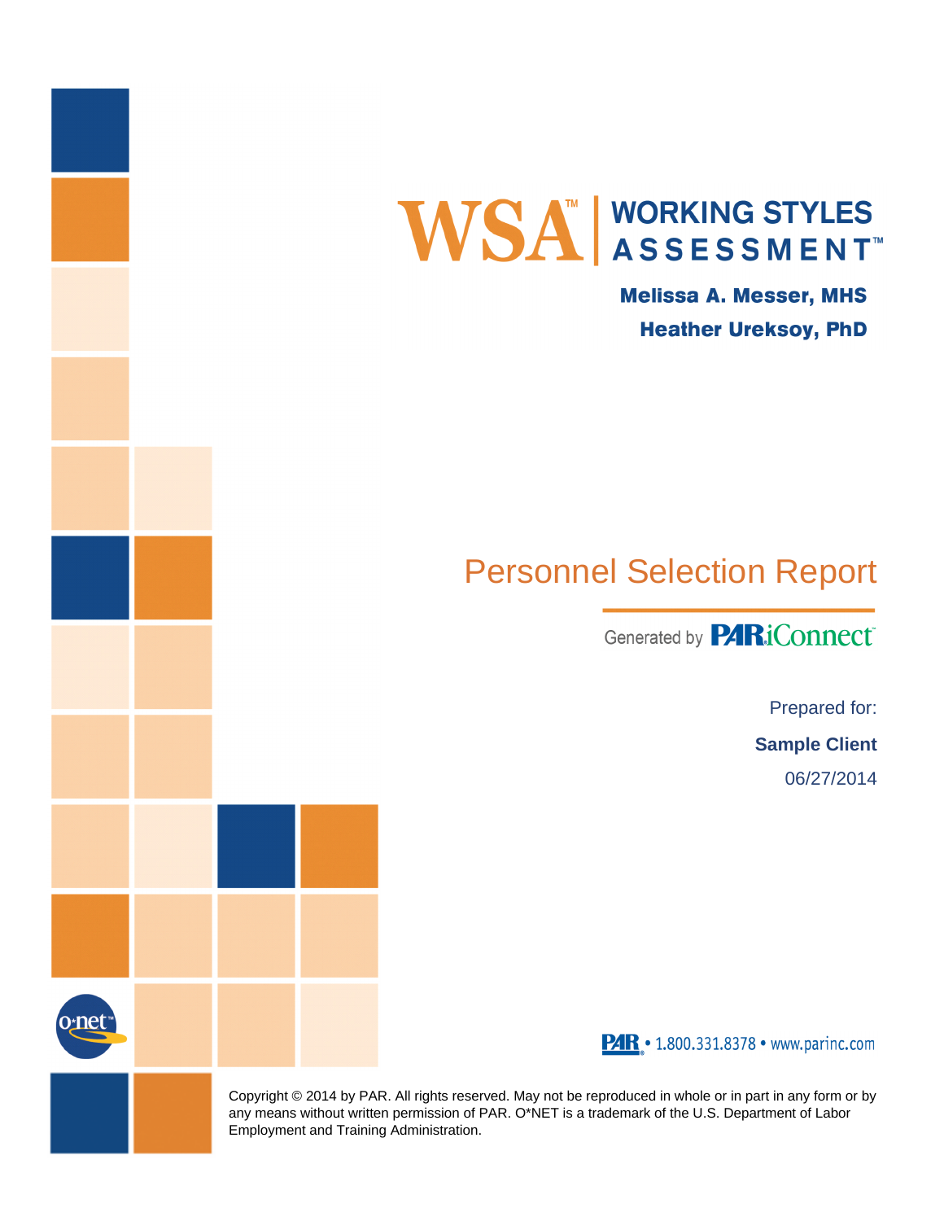# WSA™ | WORKING STYLES ASSESSMENT™

**Melissa A. Messer, MHS**

**Heather Ureksoy, PhD**

## Personnel Selection Report

Generated by PAR iConnect

Prepared for:

**Sample Client**

06/27/2014

PAR • 1.800.331.8378 • www.parinc.com

Copyright © 2014 by PAR. All rights reserved. May not be reproduced in whole or in part in any form or by any means without written permission of PAR. O*NET is a trademark of the U.S. Department of Labor Employment and Training Administration.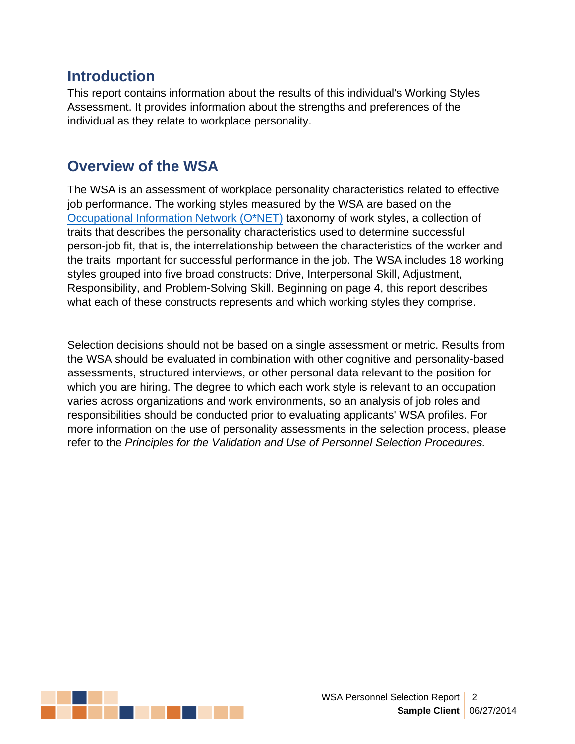## Introduction

This report contains information about the results of this individual's Working Styles Assessment. It provides information about the strengths and preferences of the individual as they relate to workplace personality.

## Overview of the WSA

The WSA is an assessment of workplace personality characteristics related to effective job performance. The working styles measured by the WSA are based on the Occupational Information Network (O*NET) taxonomy of work styles, a collection of traits that describes the personality characteristics used to determine successful person-job fit, that is, the interrelationship between the characteristics of the worker and the traits important for successful performance in the job. The WSA includes 18 working styles grouped into five broad constructs: Drive, Interpersonal Skill, Adjustment, Responsibility, and Problem-Solving Skill. Beginning on page 4, this report describes what each of these constructs represents and which working styles they comprise.

Selection decisions should not be based on a single assessment or metric. Results from the WSA should be evaluated in combination with other cognitive and personality-based assessments, structured interviews, or other personal data relevant to the position for which you are hiring. The degree to which each work style is relevant to an occupation varies across organizations and work environments, so an analysis of job roles and responsibilities should be conducted prior to evaluating applicants' WSA profiles. For more information on the use of personality assessments in the selection process, please refer to the *Principles for the Validation and Use of Personnel Selection Procedures.*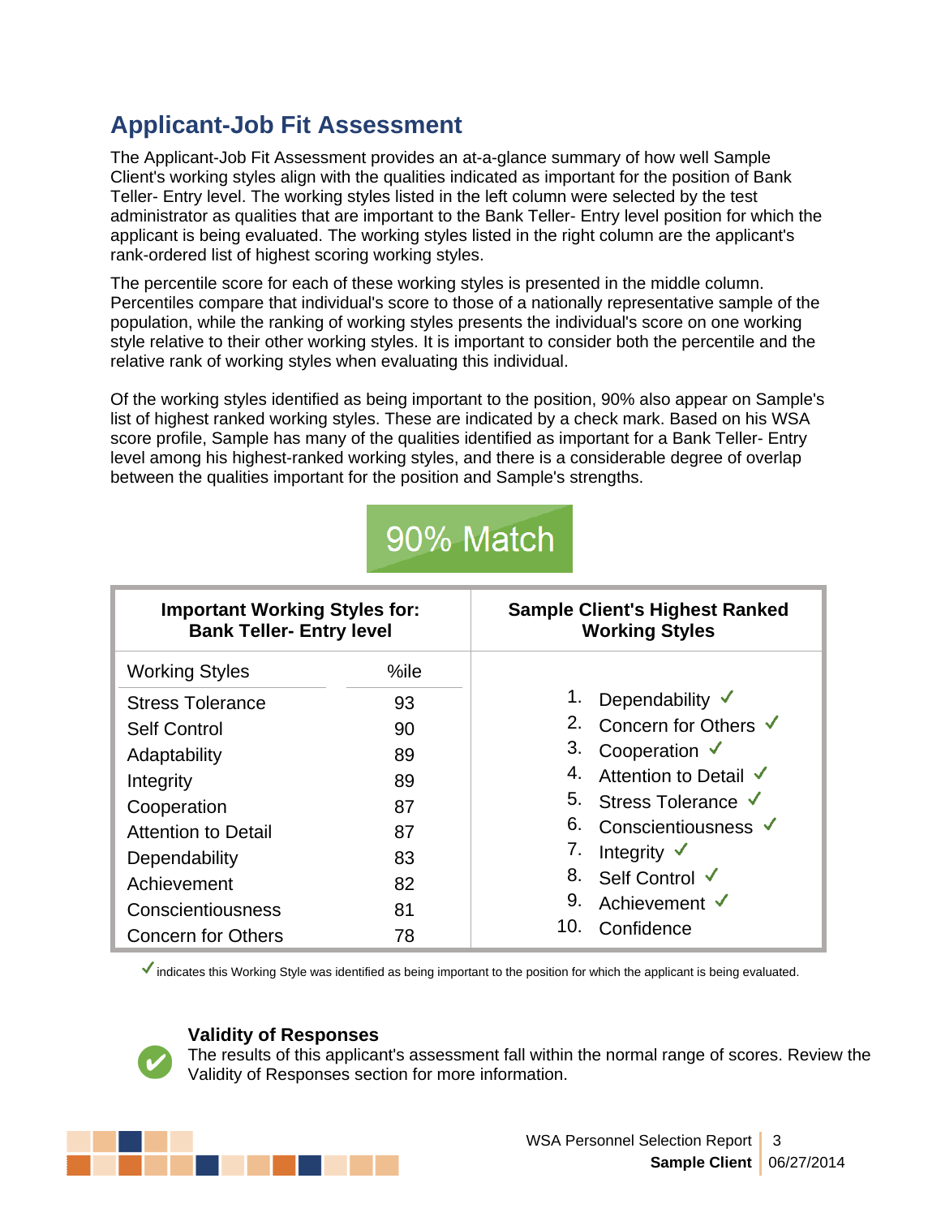# Applicant-Job Fit Assessment

The Applicant-Job Fit Assessment provides an at-a-glance summary of how well Sample Client's working styles align with the qualities indicated as important for the position of Bank Teller- Entry level. The working styles listed in the left column were selected by the test administrator as qualities that are important to the Bank Teller- Entry level position for which the applicant is being evaluated. The working styles listed in the right column are the applicant's rank-ordered list of highest scoring working styles.

The percentile score for each of these working styles is presented in the middle column. Percentiles compare that individual's score to those of a nationally representative sample of the population, while the ranking of working styles presents the individual's score on one working style relative to their other working styles. It is important to consider both the percentile and the relative rank of working styles when evaluating this individual.

Of the working styles identified as being important to the position, 90% also appear on Sample's list of highest ranked working styles. These are indicated by a check mark. Based on his WSA score profile, Sample has many of the qualities identified as important for a Bank Teller- Entry level among his highest-ranked working styles, and there is a considerable degree of overlap between the qualities important for the position and Sample's strengths.

**90% Match**

| Important Working Styles for: Bank Teller- Entry level | | Sample Client's Highest Ranked Working Styles |
|---|---|---|
| Working Styles | %ile | |
| Stress Tolerance | 93 | 1. Dependability ✓ |
| Self Control | 90 | 2. Concern for Others ✓ |
| Adaptability | 89 | 3. Cooperation ✓ |
| Integrity | 89 | 4. Attention to Detail ✓ |
| Cooperation | 87 | 5. Stress Tolerance ✓ |
| Attention to Detail | 87 | 6. Conscientiousness ✓ |
| Dependability | 83 | 7. Integrity ✓ |
| Achievement | 82 | 8. Self Control ✓ |
| Conscientiousness | 81 | 9. Achievement ✓ |
| Concern for Others | 78 | 10. Confidence |

✓ indicates this Working Style was identified as being important to the position for which the applicant is being evaluated.

### Validity of Responses

The results of this applicant's assessment fall within the normal range of scores. Review the Validity of Responses section for more information.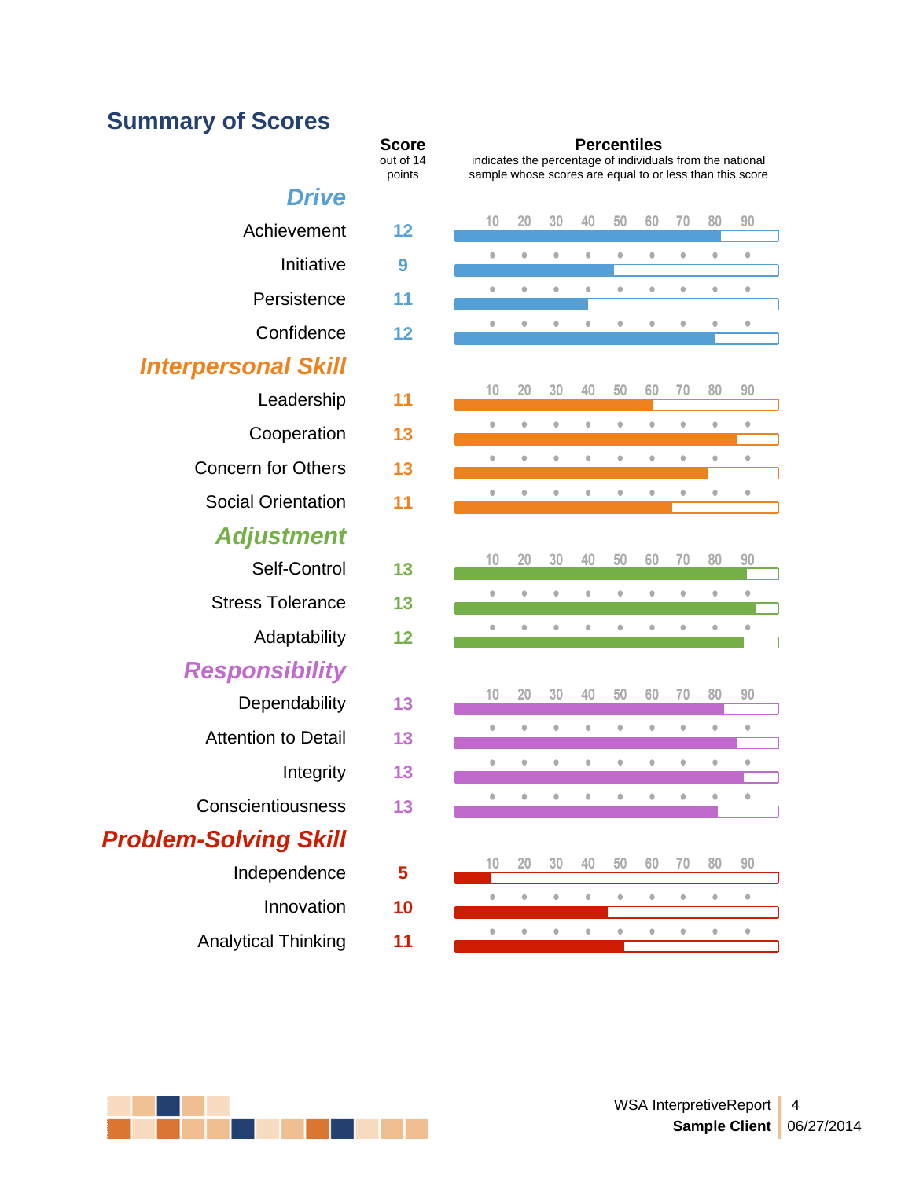## Summary of Scores

| | Score (out of 14 points) | Percentiles (indicates the percentage of individuals from the national sample whose scores are equal to or less than this score) |
|---|---|---|
| ***Drive*** | | |
| Achievement | 12 | |
| Initiative | 9 | |
| Persistence | 11 | |
| Confidence | 12 | |
| ***Interpersonal Skill*** | | |
| Leadership | 11 | |
| Cooperation | 13 | |
| Concern for Others | 13 | |
| Social Orientation | 11 | |
| ***Adjustment*** | | |
| Self-Control | 13 | |
| Stress Tolerance | 13 | |
| Adaptability | 12 | |
| ***Responsibility*** | | |
| Dependability | 13 | |
| Attention to Detail | 13 | |
| Integrity | 13 | |
| Conscientiousness | 13 | |
| ***Problem-Solving Skill*** | | |
| Independence | 5 | |
| Innovation | 10 | |
| Analytical Thinking | 11 | |

Percentile scale: 10 20 30 40 50 60 70 80 90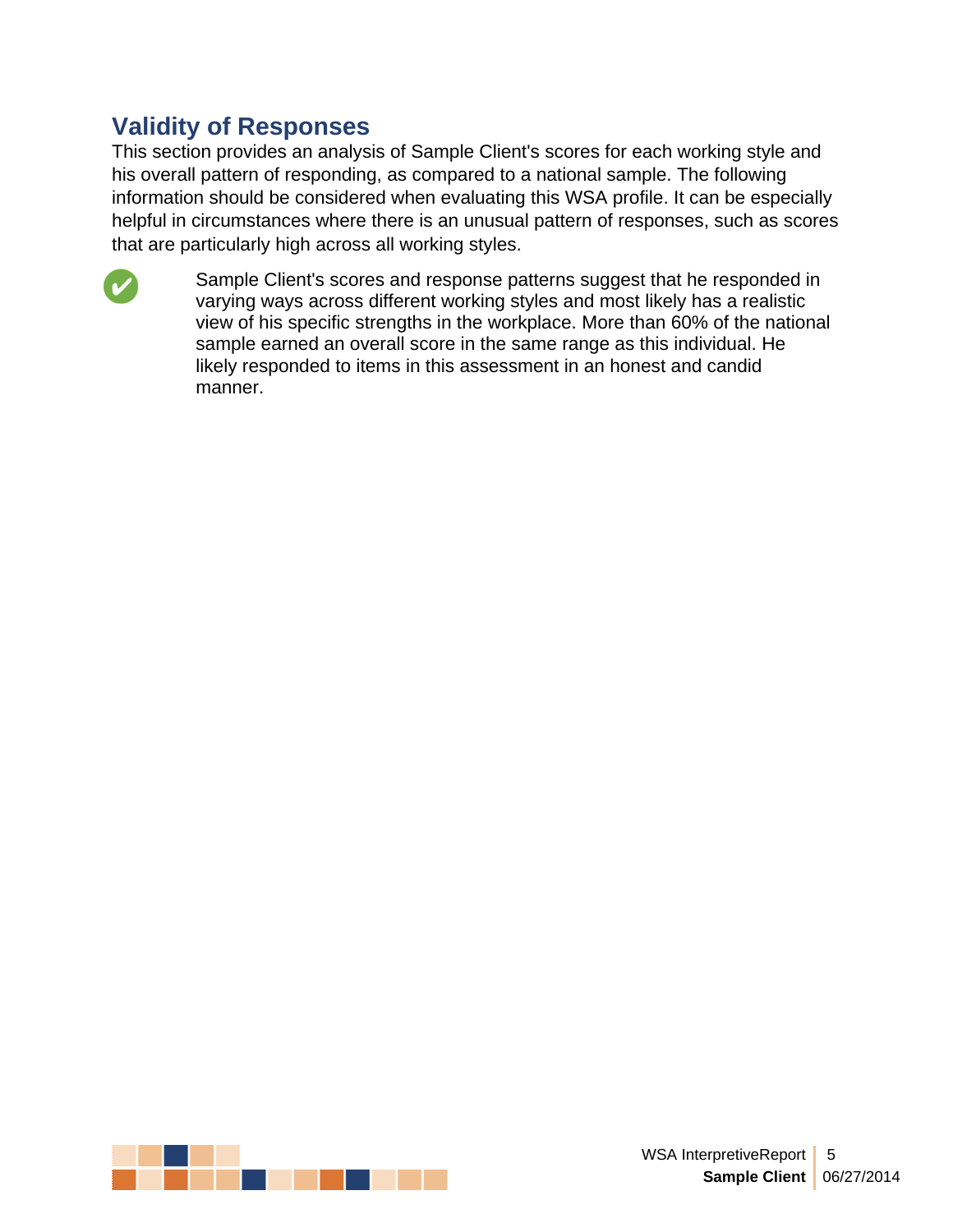## Validity of Responses

This section provides an analysis of Sample Client's scores for each working style and his overall pattern of responding, as compared to a national sample. The following information should be considered when evaluating this WSA profile. It can be especially helpful in circumstances where there is an unusual pattern of responses, such as scores that are particularly high across all working styles.

✔ Sample Client's scores and response patterns suggest that he responded in varying ways across different working styles and most likely has a realistic view of his specific strengths in the workplace. More than 60% of the national sample earned an overall score in the same range as this individual. He likely responded to items in this assessment in an honest and candid manner.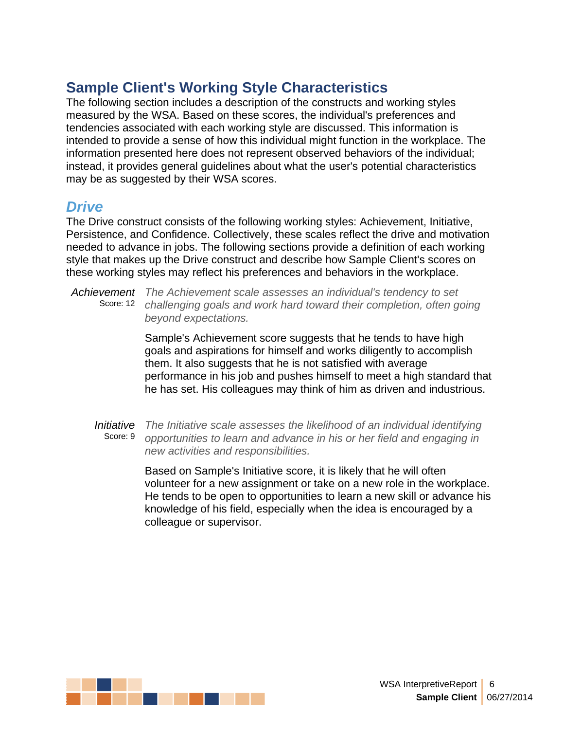## Sample Client's Working Style Characteristics

The following section includes a description of the constructs and working styles measured by the WSA. Based on these scores, the individual's preferences and tendencies associated with each working style are discussed. This information is intended to provide a sense of how this individual might function in the workplace. The information presented here does not represent observed behaviors of the individual; instead, it provides general guidelines about what the user's potential characteristics may be as suggested by their WSA scores.

### *Drive*

The Drive construct consists of the following working styles: Achievement, Initiative, Persistence, and Confidence. Collectively, these scales reflect the drive and motivation needed to advance in jobs. The following sections provide a definition of each working style that makes up the Drive construct and describe how Sample Client's scores on these working styles may reflect his preferences and behaviors in the workplace.

*Achievement*
Score: 12

*The Achievement scale assesses an individual's tendency to set challenging goals and work hard toward their completion, often going beyond expectations.*

Sample's Achievement score suggests that he tends to have high goals and aspirations for himself and works diligently to accomplish them. It also suggests that he is not satisfied with average performance in his job and pushes himself to meet a high standard that he has set. His colleagues may think of him as driven and industrious.

*Initiative*
Score: 9

*The Initiative scale assesses the likelihood of an individual identifying opportunities to learn and advance in his or her field and engaging in new activities and responsibilities.*

Based on Sample's Initiative score, it is likely that he will often volunteer for a new assignment or take on a new role in the workplace. He tends to be open to opportunities to learn a new skill or advance his knowledge of his field, especially when the idea is encouraged by a colleague or supervisor.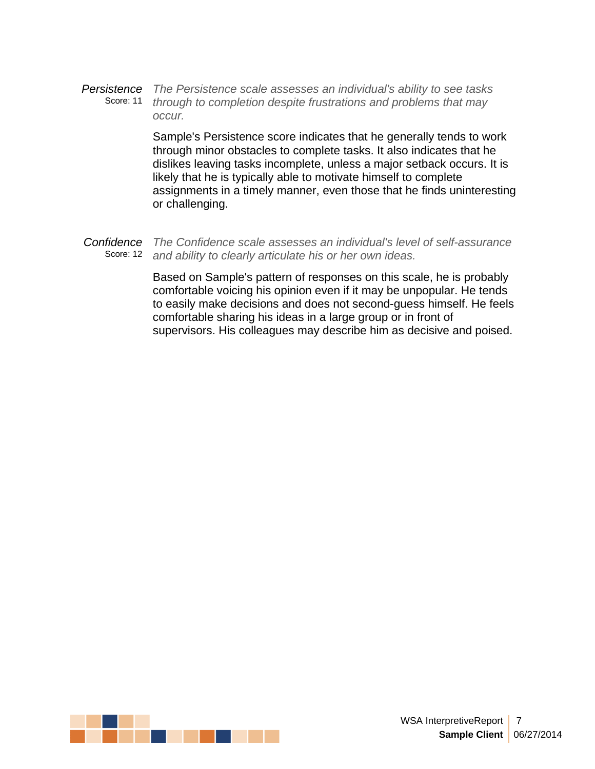*Persistence*
Score: 11

*The Persistence scale assesses an individual's ability to see tasks through to completion despite frustrations and problems that may occur.*

Sample's Persistence score indicates that he generally tends to work through minor obstacles to complete tasks. It also indicates that he dislikes leaving tasks incomplete, unless a major setback occurs. It is likely that he is typically able to motivate himself to complete assignments in a timely manner, even those that he finds uninteresting or challenging.

*Confidence*
Score: 12

*The Confidence scale assesses an individual's level of self-assurance and ability to clearly articulate his or her own ideas.*

Based on Sample's pattern of responses on this scale, he is probably comfortable voicing his opinion even if it may be unpopular. He tends to easily make decisions and does not second-guess himself. He feels comfortable sharing his ideas in a large group or in front of supervisors. His colleagues may describe him as decisive and poised.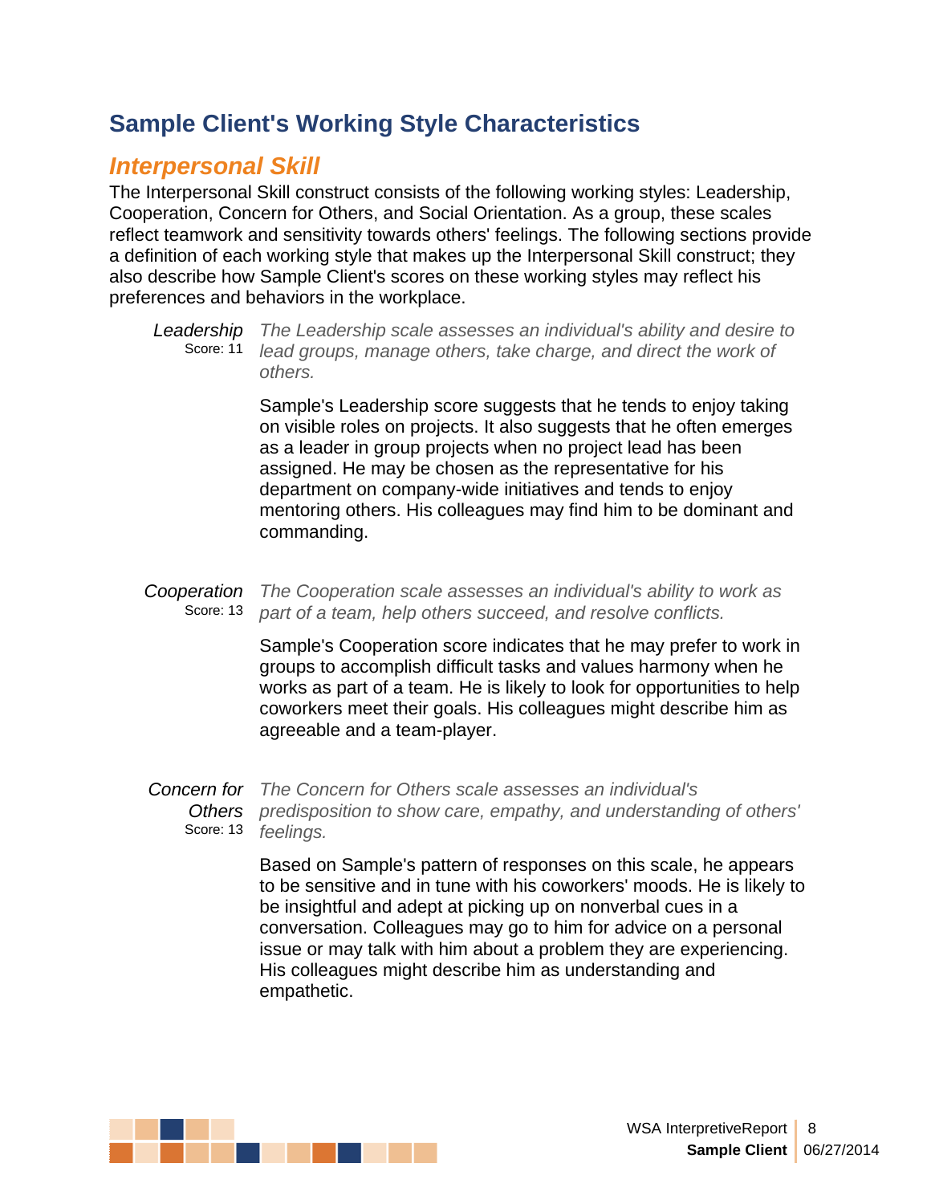## Sample Client's Working Style Characteristics

### *Interpersonal Skill*

The Interpersonal Skill construct consists of the following working styles: Leadership, Cooperation, Concern for Others, and Social Orientation. As a group, these scales reflect teamwork and sensitivity towards others' feelings. The following sections provide a definition of each working style that makes up the Interpersonal Skill construct; they also describe how Sample Client's scores on these working styles may reflect his preferences and behaviors in the workplace.

*Leadership*
Score: 11

*The Leadership scale assesses an individual's ability and desire to lead groups, manage others, take charge, and direct the work of others.*

Sample's Leadership score suggests that he tends to enjoy taking on visible roles on projects. It also suggests that he often emerges as a leader in group projects when no project lead has been assigned. He may be chosen as the representative for his department on company-wide initiatives and tends to enjoy mentoring others. His colleagues may find him to be dominant and commanding.

*Cooperation*
Score: 13

*The Cooperation scale assesses an individual's ability to work as part of a team, help others succeed, and resolve conflicts.*

Sample's Cooperation score indicates that he may prefer to work in groups to accomplish difficult tasks and values harmony when he works as part of a team. He is likely to look for opportunities to help coworkers meet their goals. His colleagues might describe him as agreeable and a team-player.

*Concern for Others*
Score: 13

*The Concern for Others scale assesses an individual's predisposition to show care, empathy, and understanding of others' feelings.*

Based on Sample's pattern of responses on this scale, he appears to be sensitive and in tune with his coworkers' moods. He is likely to be insightful and adept at picking up on nonverbal cues in a conversation. Colleagues may go to him for advice on a personal issue or may talk with him about a problem they are experiencing. His colleagues might describe him as understanding and empathetic.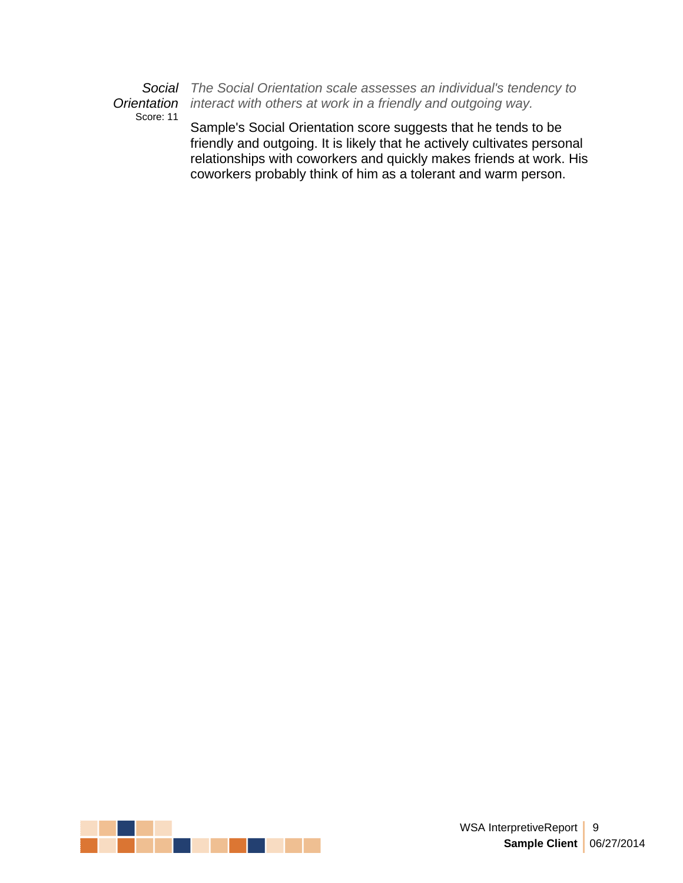*Social Orientation*
Score: 11

*The Social Orientation scale assesses an individual's tendency to interact with others at work in a friendly and outgoing way.*

Sample's Social Orientation score suggests that he tends to be friendly and outgoing. It is likely that he actively cultivates personal relationships with coworkers and quickly makes friends at work. His coworkers probably think of him as a tolerant and warm person.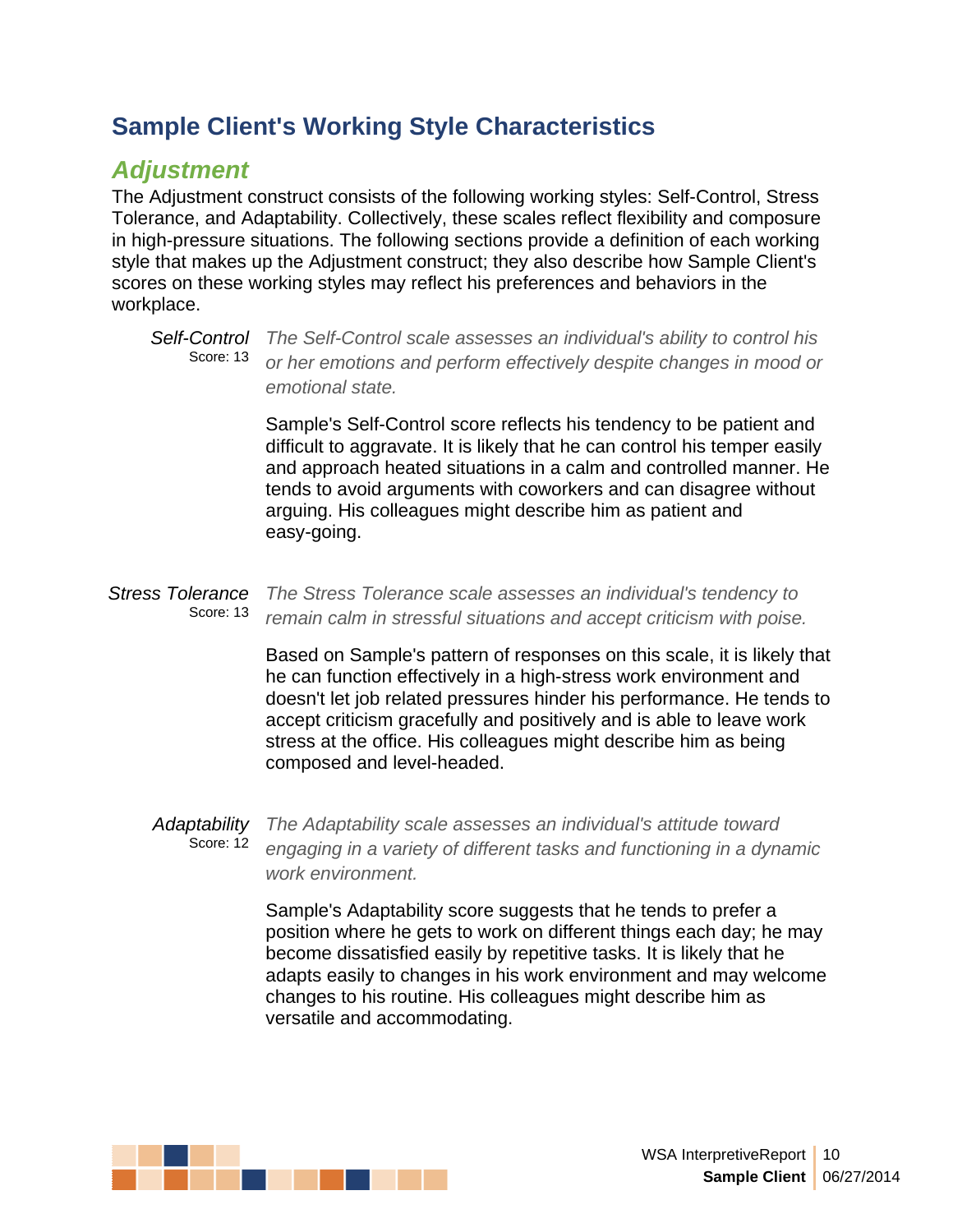# Sample Client's Working Style Characteristics

## *Adjustment*

The Adjustment construct consists of the following working styles: Self-Control, Stress Tolerance, and Adaptability. Collectively, these scales reflect flexibility and composure in high-pressure situations. The following sections provide a definition of each working style that makes up the Adjustment construct; they also describe how Sample Client's scores on these working styles may reflect his preferences and behaviors in the workplace.

*Self-Control*
Score: 13

*The Self-Control scale assesses an individual's ability to control his or her emotions and perform effectively despite changes in mood or emotional state.*

Sample's Self-Control score reflects his tendency to be patient and difficult to aggravate. It is likely that he can control his temper easily and approach heated situations in a calm and controlled manner. He tends to avoid arguments with coworkers and can disagree without arguing. His colleagues might describe him as patient and easy-going.

*Stress Tolerance*
Score: 13

*The Stress Tolerance scale assesses an individual's tendency to remain calm in stressful situations and accept criticism with poise.*

Based on Sample's pattern of responses on this scale, it is likely that he can function effectively in a high-stress work environment and doesn't let job related pressures hinder his performance. He tends to accept criticism gracefully and positively and is able to leave work stress at the office. His colleagues might describe him as being composed and level-headed.

*Adaptability*
Score: 12

*The Adaptability scale assesses an individual's attitude toward engaging in a variety of different tasks and functioning in a dynamic work environment.*

Sample's Adaptability score suggests that he tends to prefer a position where he gets to work on different things each day; he may become dissatisfied easily by repetitive tasks. It is likely that he adapts easily to changes in his work environment and may welcome changes to his routine. His colleagues might describe him as versatile and accommodating.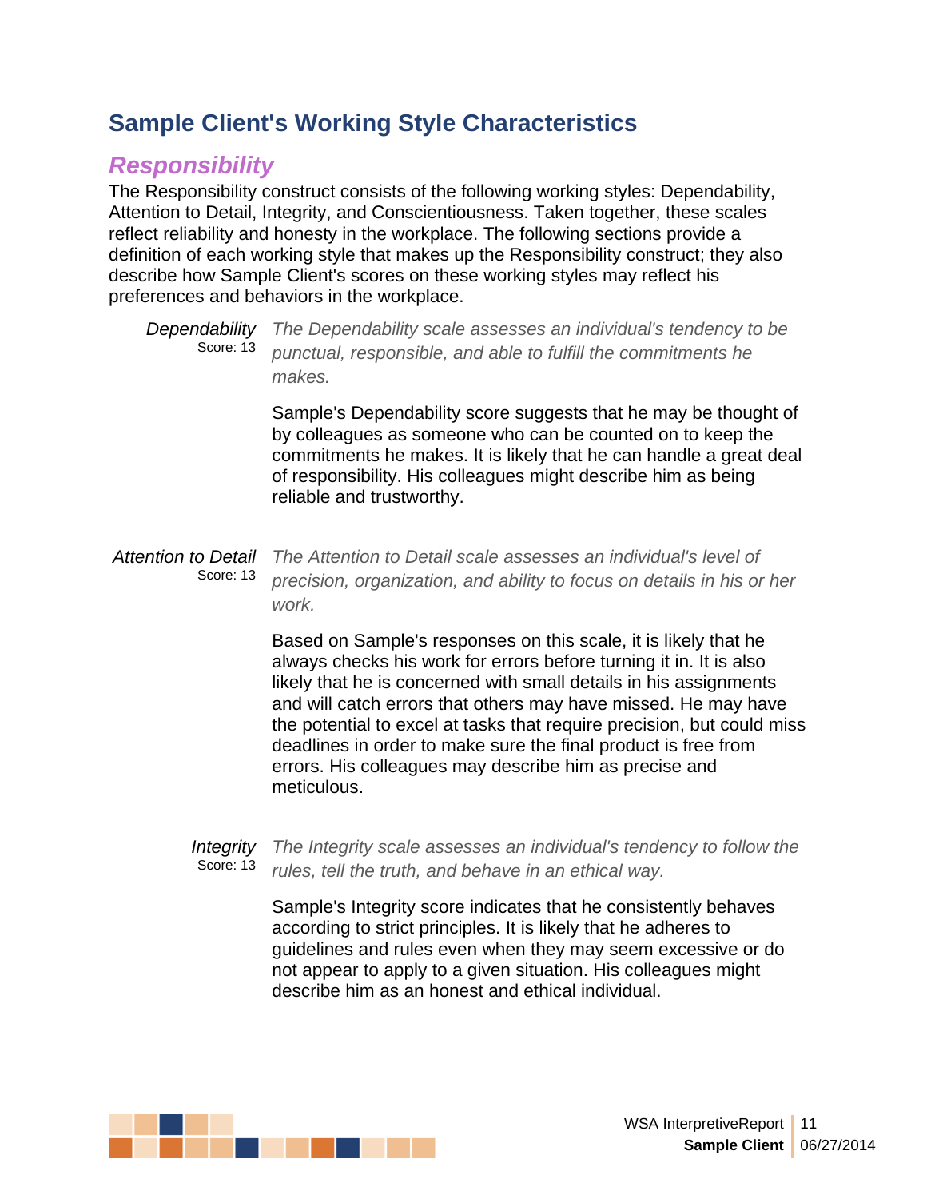## Sample Client's Working Style Characteristics

### *Responsibility*

The Responsibility construct consists of the following working styles: Dependability, Attention to Detail, Integrity, and Conscientiousness. Taken together, these scales reflect reliability and honesty in the workplace. The following sections provide a definition of each working style that makes up the Responsibility construct; they also describe how Sample Client's scores on these working styles may reflect his preferences and behaviors in the workplace.

*Dependability*
Score: 13

*The Dependability scale assesses an individual's tendency to be punctual, responsible, and able to fulfill the commitments he makes.*

Sample's Dependability score suggests that he may be thought of by colleagues as someone who can be counted on to keep the commitments he makes. It is likely that he can handle a great deal of responsibility. His colleagues might describe him as being reliable and trustworthy.

*Attention to Detail*
Score: 13

*The Attention to Detail scale assesses an individual's level of precision, organization, and ability to focus on details in his or her work.*

Based on Sample's responses on this scale, it is likely that he always checks his work for errors before turning it in. It is also likely that he is concerned with small details in his assignments and will catch errors that others may have missed. He may have the potential to excel at tasks that require precision, but could miss deadlines in order to make sure the final product is free from errors. His colleagues may describe him as precise and meticulous.

*Integrity*
Score: 13

*The Integrity scale assesses an individual's tendency to follow the rules, tell the truth, and behave in an ethical way.*

Sample's Integrity score indicates that he consistently behaves according to strict principles. It is likely that he adheres to guidelines and rules even when they may seem excessive or do not appear to apply to a given situation. His colleagues might describe him as an honest and ethical individual.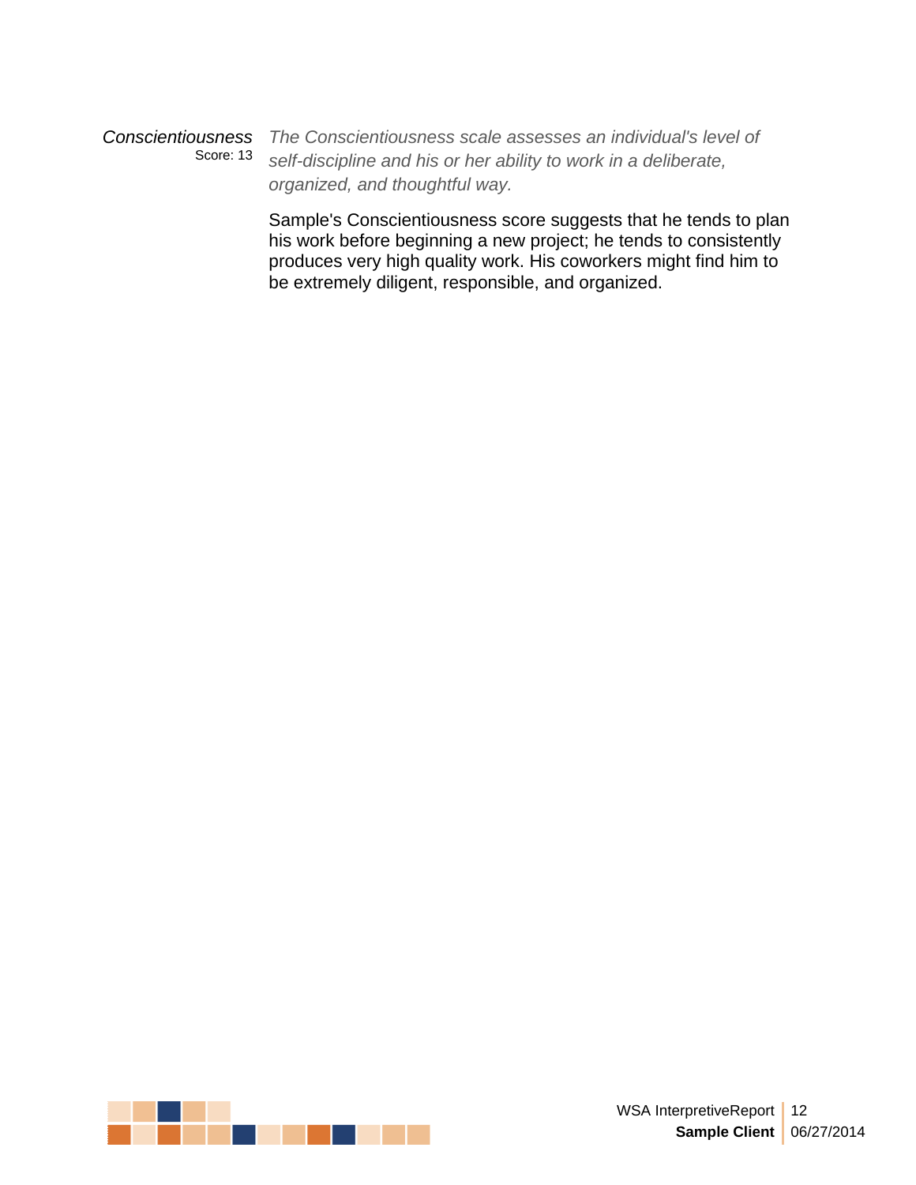*Conscientiousness*
Score: 13

*The Conscientiousness scale assesses an individual's level of self-discipline and his or her ability to work in a deliberate, organized, and thoughtful way.*

Sample's Conscientiousness score suggests that he tends to plan his work before beginning a new project; he tends to consistently produces very high quality work. His coworkers might find him to be extremely diligent, responsible, and organized.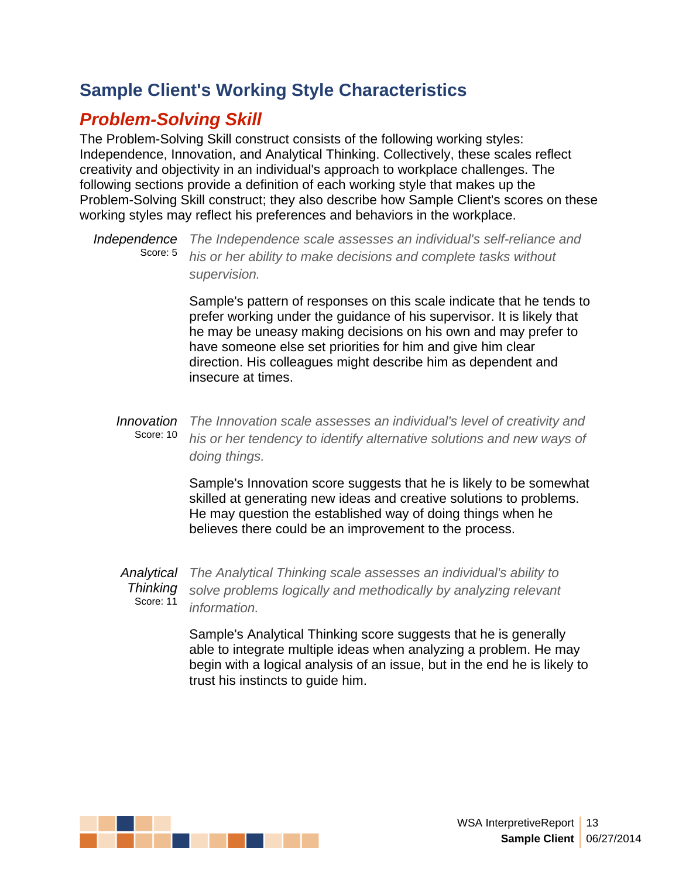## Sample Client's Working Style Characteristics

### *Problem-Solving Skill*

The Problem-Solving Skill construct consists of the following working styles: Independence, Innovation, and Analytical Thinking. Collectively, these scales reflect creativity and objectivity in an individual's approach to workplace challenges. The following sections provide a definition of each working style that makes up the Problem-Solving Skill construct; they also describe how Sample Client's scores on these working styles may reflect his preferences and behaviors in the workplace.

*Independence*
Score: 5

*The Independence scale assesses an individual's self-reliance and his or her ability to make decisions and complete tasks without supervision.*

Sample's pattern of responses on this scale indicate that he tends to prefer working under the guidance of his supervisor. It is likely that he may be uneasy making decisions on his own and may prefer to have someone else set priorities for him and give him clear direction. His colleagues might describe him as dependent and insecure at times.

*Innovation*
Score: 10

*The Innovation scale assesses an individual's level of creativity and his or her tendency to identify alternative solutions and new ways of doing things.*

Sample's Innovation score suggests that he is likely to be somewhat skilled at generating new ideas and creative solutions to problems. He may question the established way of doing things when he believes there could be an improvement to the process.

*Analytical Thinking*
Score: 11

*The Analytical Thinking scale assesses an individual's ability to solve problems logically and methodically by analyzing relevant information.*

Sample's Analytical Thinking score suggests that he is generally able to integrate multiple ideas when analyzing a problem. He may begin with a logical analysis of an issue, but in the end he is likely to trust his instincts to guide him.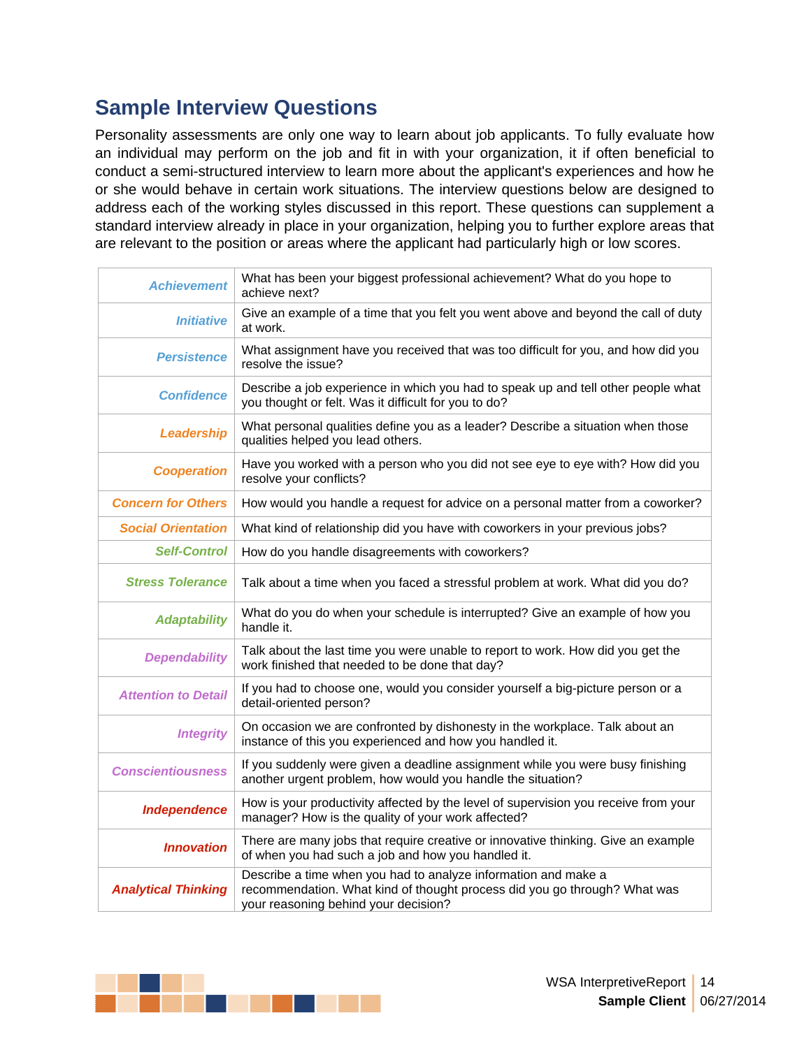## Sample Interview Questions

Personality assessments are only one way to learn about job applicants. To fully evaluate how an individual may perform on the job and fit in with your organization, it if often beneficial to conduct a semi-structured interview to learn more about the applicant's experiences and how he or she would behave in certain work situations. The interview questions below are designed to address each of the working styles discussed in this report. These questions can supplement a standard interview already in place in your organization, helping you to further explore areas that are relevant to the position or areas where the applicant had particularly high or low scores.

| | |
|---|---|
| ***Achievement*** | What has been your biggest professional achievement? What do you hope to achieve next? |
| ***Initiative*** | Give an example of a time that you felt you went above and beyond the call of duty at work. |
| ***Persistence*** | What assignment have you received that was too difficult for you, and how did you resolve the issue? |
| ***Confidence*** | Describe a job experience in which you had to speak up and tell other people what you thought or felt. Was it difficult for you to do? |
| ***Leadership*** | What personal qualities define you as a leader? Describe a situation when those qualities helped you lead others. |
| ***Cooperation*** | Have you worked with a person who you did not see eye to eye with? How did you resolve your conflicts? |
| ***Concern for Others*** | How would you handle a request for advice on a personal matter from a coworker? |
| ***Social Orientation*** | What kind of relationship did you have with coworkers in your previous jobs? |
| ***Self-Control*** | How do you handle disagreements with coworkers? |
| ***Stress Tolerance*** | Talk about a time when you faced a stressful problem at work. What did you do? |
| ***Adaptability*** | What do you do when your schedule is interrupted? Give an example of how you handle it. |
| ***Dependability*** | Talk about the last time you were unable to report to work. How did you get the work finished that needed to be done that day? |
| ***Attention to Detail*** | If you had to choose one, would you consider yourself a big-picture person or a detail-oriented person? |
| ***Integrity*** | On occasion we are confronted by dishonesty in the workplace. Talk about an instance of this you experienced and how you handled it. |
| ***Conscientiousness*** | If you suddenly were given a deadline assignment while you were busy finishing another urgent problem, how would you handle the situation? |
| ***Independence*** | How is your productivity affected by the level of supervision you receive from your manager? How is the quality of your work affected? |
| ***Innovation*** | There are many jobs that require creative or innovative thinking. Give an example of when you had such a job and how you handled it. |
| ***Analytical Thinking*** | Describe a time when you had to analyze information and make a recommendation. What kind of thought process did you go through? What was your reasoning behind your decision? |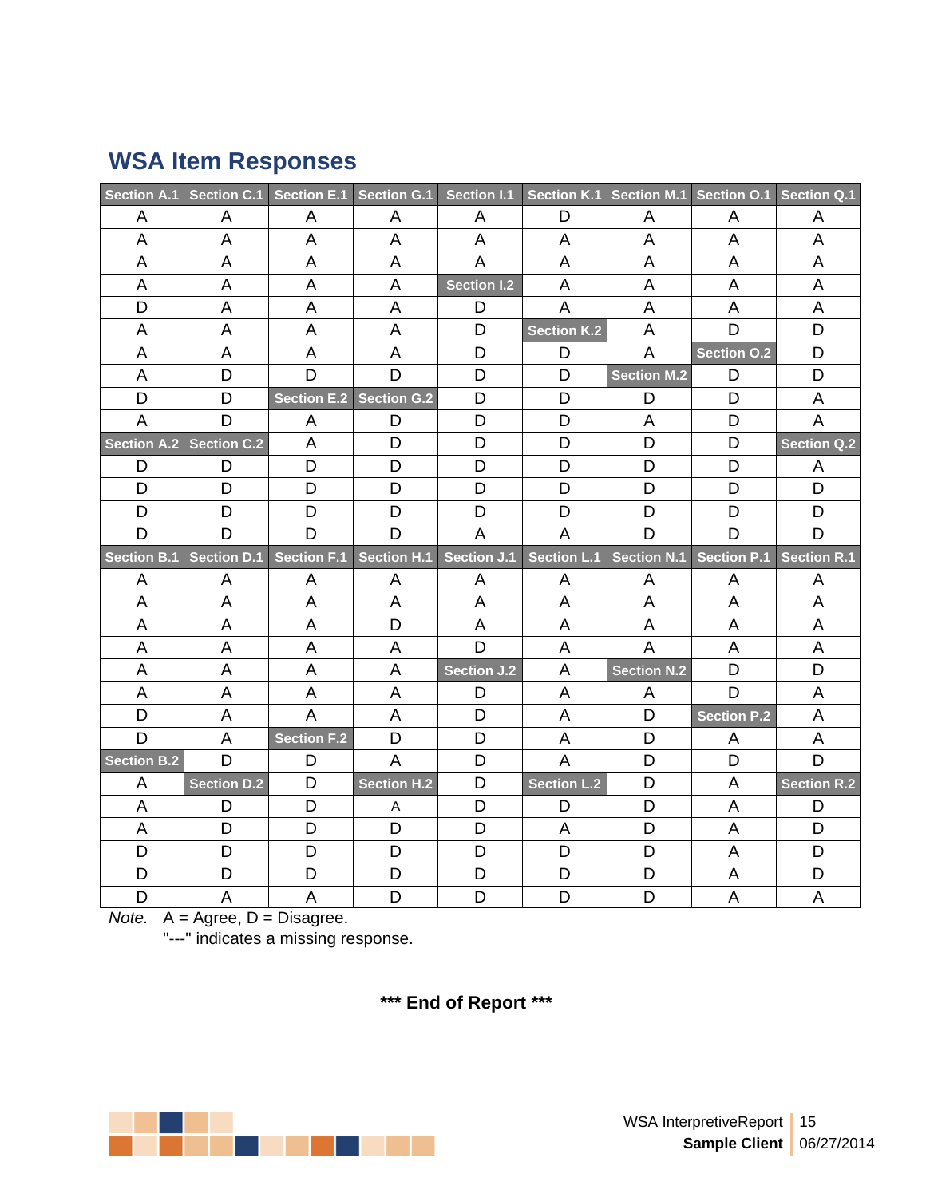## WSA Item Responses

| Section A.1 | Section C.1 | Section E.1 | Section G.1 | Section I.1 | Section K.1 | Section M.1 | Section O.1 | Section Q.1 |
|---|---|---|---|---|---|---|---|---|
| A | A | A | A | A | D | A | A | A |
| A | A | A | A | A | A | A | A | A |
| A | A | A | A | A | A | A | A | A |
| A | A | A | A | Section I.2 | A | A | A | A |
| D | A | A | A | D | A | A | A | A |
| A | A | A | A | D | Section K.2 | A | D | D |
| A | A | A | A | D | D | A | Section O.2 | D |
| A | D | D | D | D | D | Section M.2 | D | D |
| D | D | Section E.2 | Section G.2 | D | D | D | D | A |
| A | D | A | D | D | D | A | D | A |
| Section A.2 | Section C.2 | A | D | D | D | D | D | Section Q.2 |
| D | D | D | D | D | D | D | D | A |
| D | D | D | D | D | D | D | D | D |
| D | D | D | D | D | D | D | D | D |
| D | D | D | D | A | A | D | D | D |
| **Section B.1** | **Section D.1** | **Section F.1** | **Section H.1** | **Section J.1** | **Section L.1** | **Section N.1** | **Section P.1** | **Section R.1** |
| A | A | A | A | A | A | A | A | A |
| A | A | A | A | A | A | A | A | A |
| A | A | A | D | A | A | A | A | A |
| A | A | A | A | D | A | A | A | A |
| A | A | A | A | Section J.2 | A | Section N.2 | D | D |
| A | A | A | A | D | A | A | D | A |
| D | A | A | A | D | A | D | Section P.2 | A |
| D | A | Section F.2 | D | D | A | D | A | A |
| Section B.2 | D | D | A | D | A | D | D | D |
| A | Section D.2 | D | Section H.2 | D | Section L.2 | D | A | Section R.2 |
| A | D | D | A | D | D | D | A | D |
| A | D | D | D | D | A | D | A | D |
| D | D | D | D | D | D | D | A | D |
| D | D | D | D | D | D | D | A | D |
| D | A | A | D | D | D | D | A | A |

*Note.* A = Agree, D = Disagree.
"---" indicates a missing response.

**\*\*\* End of Report \*\*\***